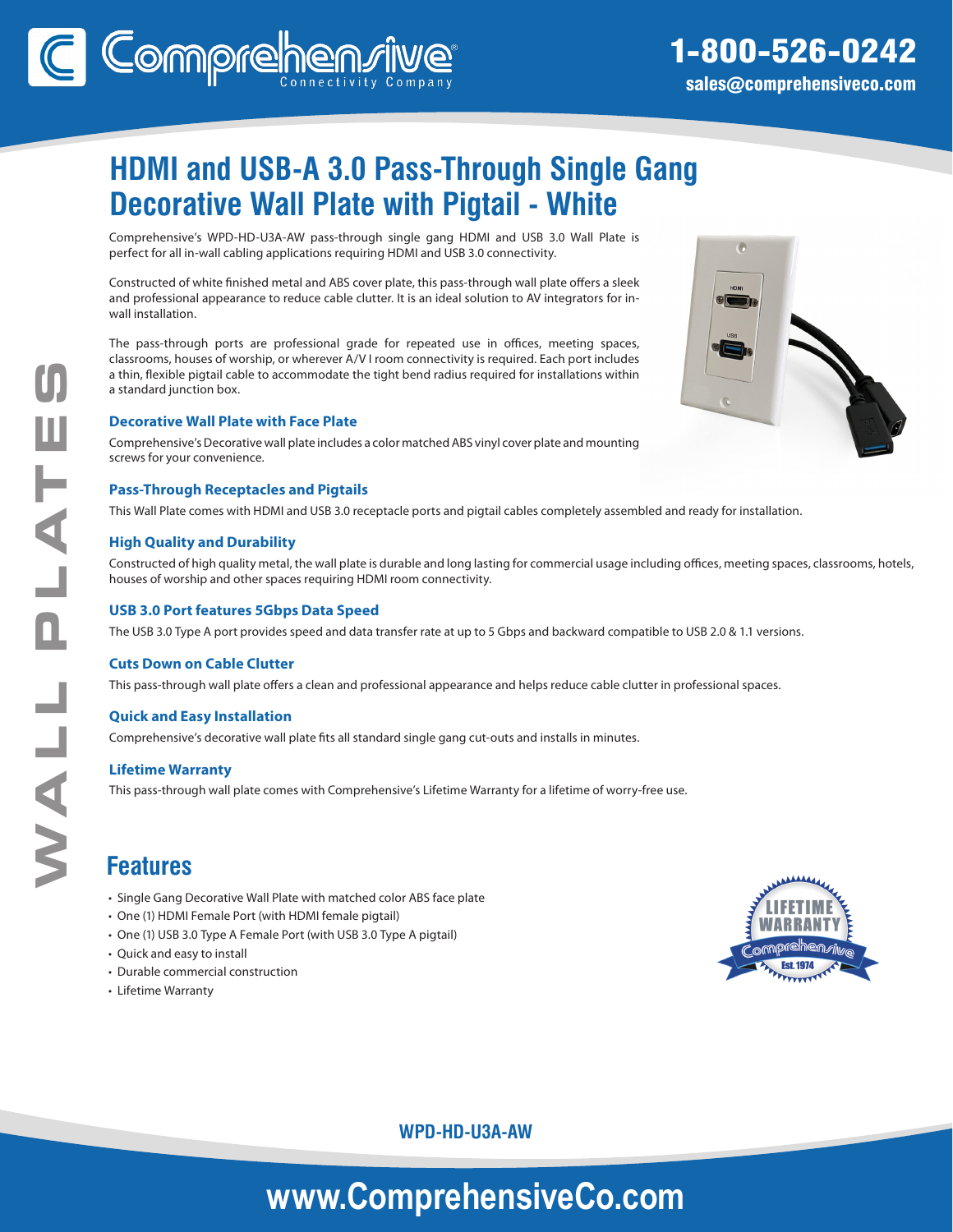Comprehensive Connectivity Company

1-800-526-0242
sales@comprehensiveco.com

# HDMI and USB-A 3.0 Pass-Through Single Gang Decorative Wall Plate with Pigtail - White

Comprehensive's WPD-HD-U3A-AW pass-through single gang HDMI and USB 3.0 Wall Plate is perfect for all in-wall cabling applications requiring HDMI and USB 3.0 connectivity.

Constructed of white finished metal and ABS cover plate, this pass-through wall plate offers a sleek and professional appearance to reduce cable clutter. It is an ideal solution to AV integrators for in-wall installation.

The pass-through ports are professional grade for repeated use in offices, meeting spaces, classrooms, houses of worship, or wherever A/V I room connectivity is required. Each port includes a thin, flexible pigtail cable to accommodate the tight bend radius required for installations within a standard junction box.

### Decorative Wall Plate with Face Plate

Comprehensive's Decorative wall plate includes a color matched ABS vinyl cover plate and mounting screws for your convenience.

### Pass-Through Receptacles and Pigtails

This Wall Plate comes with HDMI and USB 3.0 receptacle ports and pigtail cables completely assembled and ready for installation.

### High Quality and Durability

Constructed of high quality metal, the wall plate is durable and long lasting for commercial usage including offices, meeting spaces, classrooms, hotels, houses of worship and other spaces requiring HDMI room connectivity.

### USB 3.0 Port features 5Gbps Data Speed

The USB 3.0 Type A port provides speed and data transfer rate at up to 5 Gbps and backward compatible to USB 2.0 & 1.1 versions.

### Cuts Down on Cable Clutter

This pass-through wall plate offers a clean and professional appearance and helps reduce cable clutter in professional spaces.

### Quick and Easy Installation

Comprehensive's decorative wall plate fits all standard single gang cut-outs and installs in minutes.

### Lifetime Warranty

This pass-through wall plate comes with Comprehensive's Lifetime Warranty for a lifetime of worry-free use.

## Features

- Single Gang Decorative Wall Plate with matched color ABS face plate
- One (1) HDMI Female Port (with HDMI female pigtail)
- One (1) USB 3.0 Type A Female Port (with USB 3.0 Type A pigtail)
- Quick and easy to install
- Durable commercial construction
- Lifetime Warranty

WPD-HD-U3A-AW

www.ComprehensiveCo.com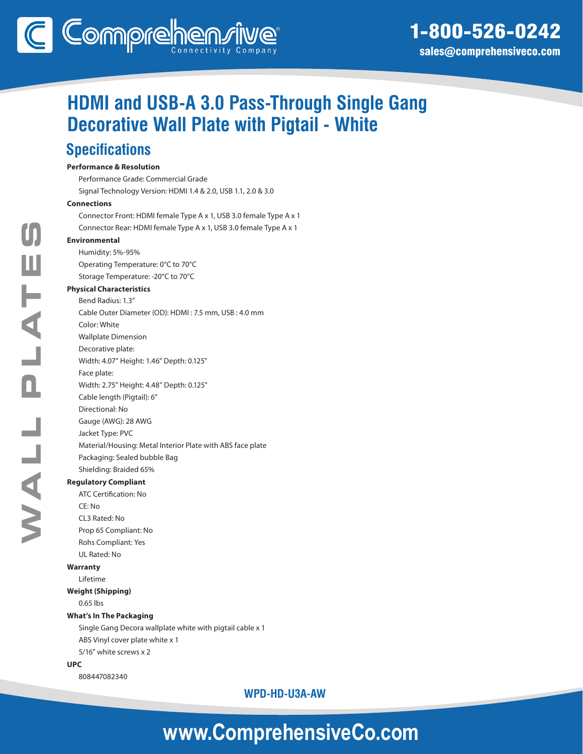# HDMI and USB-A 3.0 Pass-Through Single Gang Decorative Wall Plate with Pigtail - White

## Specifications

**Performance & Resolution**

Performance Grade: Commercial Grade
Signal Technology Version: HDMI 1.4 & 2.0, USB 1.1, 2.0 & 3.0

**Connections**

Connector Front: HDMI female Type A x 1, USB 3.0 female Type A x 1
Connector Rear: HDMI female Type A x 1, USB 3.0 female Type A x 1

**Environmental**

Humidity: 5%-95%
Operating Temperature: 0°C to 70°C
Storage Temperature: -20°C to 70°C

**Physical Characteristics**

Bend Radius: 1.3"
Cable Outer Diameter (OD): HDMI : 7.5 mm, USB : 4.0 mm
Color: White
Wallplate Dimension
Decorative plate:
Width: 4.07" Height: 1.46" Depth: 0.125"
Face plate:
Width: 2.75" Height: 4.48" Depth: 0.125"
Cable length (Pigtail): 6"
Directional: No
Gauge (AWG): 28 AWG
Jacket Type: PVC
Material/Housing: Metal Interior Plate with ABS face plate
Packaging: Sealed bubble Bag
Shielding: Braided 65%

**Regulatory Compliant**

ATC Certification: No
CE: No
CL3 Rated: No
Prop 65 Compliant: No
Rohs Compliant: Yes
UL Rated: No

**Warranty**

Lifetime

**Weight (Shipping)**

0.65 lbs

**What's In The Packaging**

Single Gang Decora wallplate white with pigtail cable x 1
ABS Vinyl cover plate white x 1
5/16" white screws x 2

**UPC**

808447082340

**WPD-HD-U3A-AW**